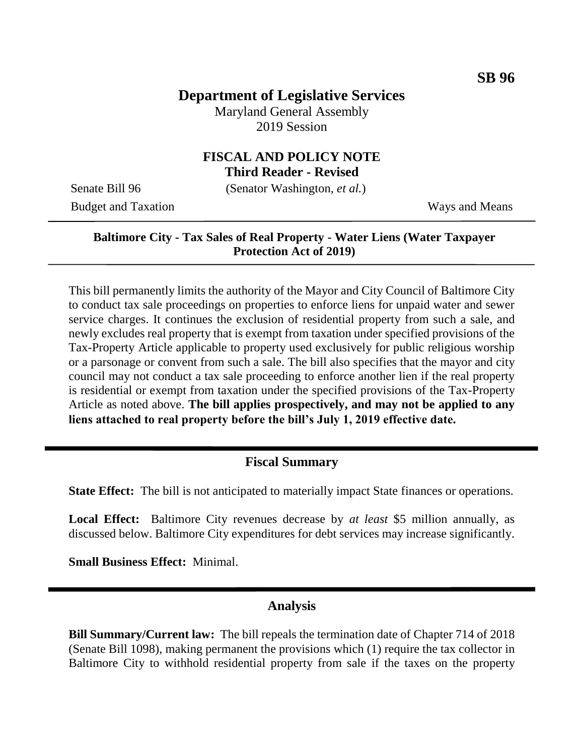SB 96

# Department of Legislative Services

Maryland General Assembly
2019 Session

## FISCAL AND POLICY NOTE
### Third Reader - Revised

Senate Bill 96 (Senator Washington, *et al.*)

Budget and Taxation Ways and Means

---

**Baltimore City - Tax Sales of Real Property - Water Liens (Water Taxpayer Protection Act of 2019)**

---

This bill permanently limits the authority of the Mayor and City Council of Baltimore City to conduct tax sale proceedings on properties to enforce liens for unpaid water and sewer service charges. It continues the exclusion of residential property from such a sale, and newly excludes real property that is exempt from taxation under specified provisions of the Tax-Property Article applicable to property used exclusively for public religious worship or a parsonage or convent from such a sale. The bill also specifies that the mayor and city council may not conduct a tax sale proceeding to enforce another lien if the real property is residential or exempt from taxation under the specified provisions of the Tax-Property Article as noted above. **The bill applies prospectively, and may not be applied to any liens attached to real property before the bill's July 1, 2019 effective date.**

## Fiscal Summary

**State Effect:** The bill is not anticipated to materially impact State finances or operations.

**Local Effect:** Baltimore City revenues decrease by *at least* $5 million annually, as discussed below. Baltimore City expenditures for debt services may increase significantly.

**Small Business Effect:** Minimal.

## Analysis

**Bill Summary/Current law:** The bill repeals the termination date of Chapter 714 of 2018 (Senate Bill 1098), making permanent the provisions which (1) require the tax collector in Baltimore City to withhold residential property from sale if the taxes on the property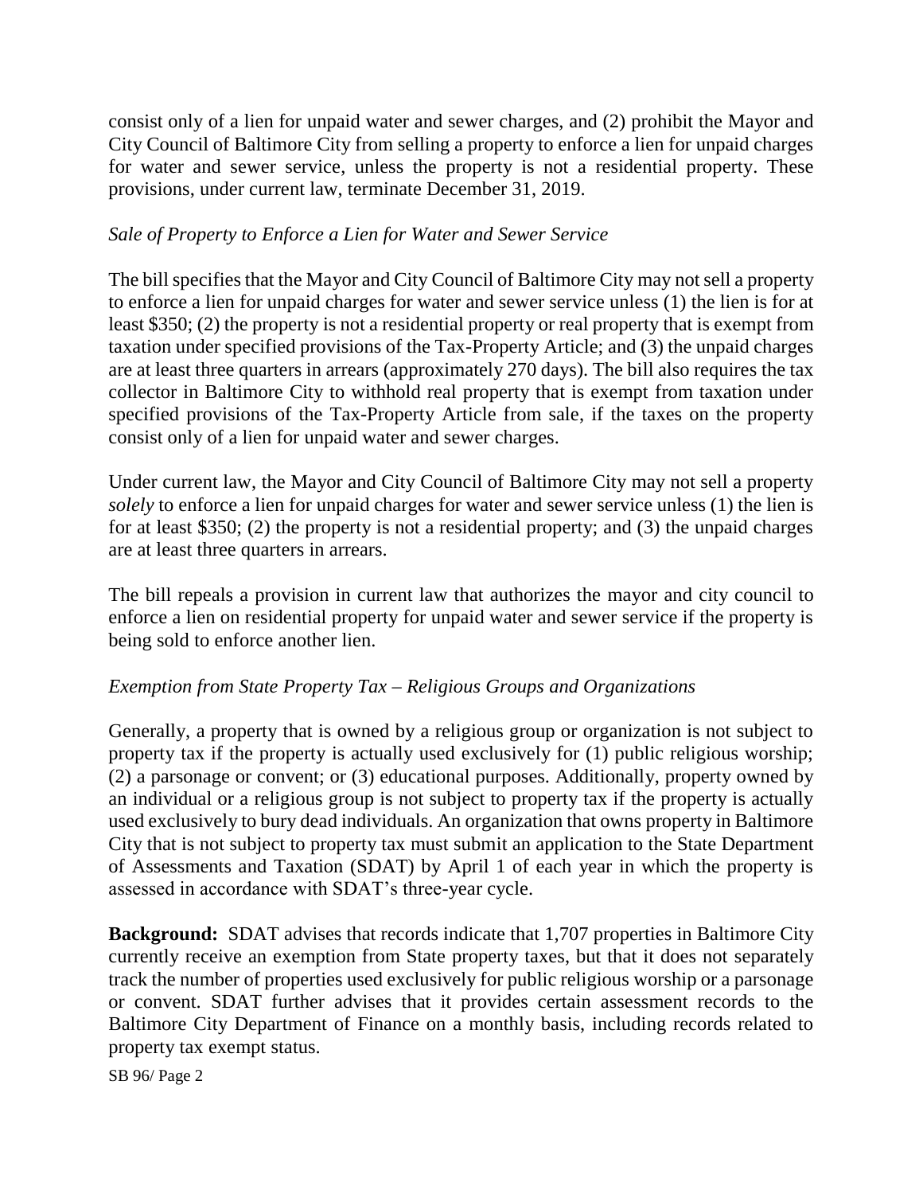consist only of a lien for unpaid water and sewer charges, and (2) prohibit the Mayor and City Council of Baltimore City from selling a property to enforce a lien for unpaid charges for water and sewer service, unless the property is not a residential property. These provisions, under current law, terminate December 31, 2019.

*Sale of Property to Enforce a Lien for Water and Sewer Service*

The bill specifies that the Mayor and City Council of Baltimore City may not sell a property to enforce a lien for unpaid charges for water and sewer service unless (1) the lien is for at least $350; (2) the property is not a residential property or real property that is exempt from taxation under specified provisions of the Tax-Property Article; and (3) the unpaid charges are at least three quarters in arrears (approximately 270 days). The bill also requires the tax collector in Baltimore City to withhold real property that is exempt from taxation under specified provisions of the Tax-Property Article from sale, if the taxes on the property consist only of a lien for unpaid water and sewer charges.

Under current law, the Mayor and City Council of Baltimore City may not sell a property *solely* to enforce a lien for unpaid charges for water and sewer service unless (1) the lien is for at least $350; (2) the property is not a residential property; and (3) the unpaid charges are at least three quarters in arrears.

The bill repeals a provision in current law that authorizes the mayor and city council to enforce a lien on residential property for unpaid water and sewer service if the property is being sold to enforce another lien.

*Exemption from State Property Tax – Religious Groups and Organizations*

Generally, a property that is owned by a religious group or organization is not subject to property tax if the property is actually used exclusively for (1) public religious worship; (2) a parsonage or convent; or (3) educational purposes. Additionally, property owned by an individual or a religious group is not subject to property tax if the property is actually used exclusively to bury dead individuals. An organization that owns property in Baltimore City that is not subject to property tax must submit an application to the State Department of Assessments and Taxation (SDAT) by April 1 of each year in which the property is assessed in accordance with SDAT's three-year cycle.

**Background:** SDAT advises that records indicate that 1,707 properties in Baltimore City currently receive an exemption from State property taxes, but that it does not separately track the number of properties used exclusively for public religious worship or a parsonage or convent. SDAT further advises that it provides certain assessment records to the Baltimore City Department of Finance on a monthly basis, including records related to property tax exempt status.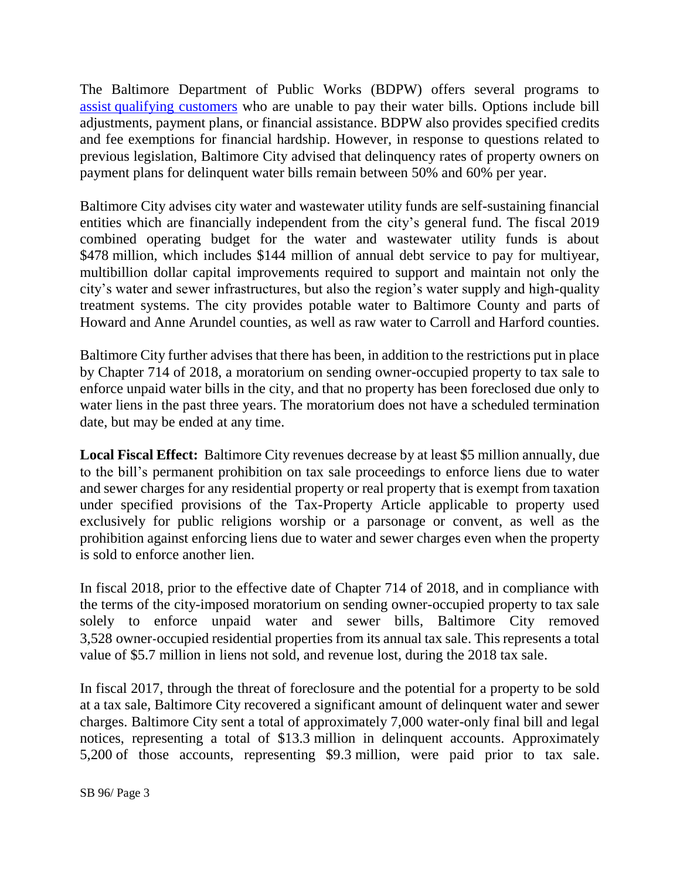The Baltimore Department of Public Works (BDPW) offers several programs to [assist qualifying customers](#) who are unable to pay their water bills. Options include bill adjustments, payment plans, or financial assistance. BDPW also provides specified credits and fee exemptions for financial hardship. However, in response to questions related to previous legislation, Baltimore City advised that delinquency rates of property owners on payment plans for delinquent water bills remain between 50% and 60% per year.

Baltimore City advises city water and wastewater utility funds are self-sustaining financial entities which are financially independent from the city's general fund. The fiscal 2019 combined operating budget for the water and wastewater utility funds is about $478 million, which includes $144 million of annual debt service to pay for multiyear, multibillion dollar capital improvements required to support and maintain not only the city's water and sewer infrastructures, but also the region's water supply and high-quality treatment systems. The city provides potable water to Baltimore County and parts of Howard and Anne Arundel counties, as well as raw water to Carroll and Harford counties.

Baltimore City further advises that there has been, in addition to the restrictions put in place by Chapter 714 of 2018, a moratorium on sending owner-occupied property to tax sale to enforce unpaid water bills in the city, and that no property has been foreclosed due only to water liens in the past three years. The moratorium does not have a scheduled termination date, but may be ended at any time.

**Local Fiscal Effect:** Baltimore City revenues decrease by at least $5 million annually, due to the bill's permanent prohibition on tax sale proceedings to enforce liens due to water and sewer charges for any residential property or real property that is exempt from taxation under specified provisions of the Tax-Property Article applicable to property used exclusively for public religions worship or a parsonage or convent, as well as the prohibition against enforcing liens due to water and sewer charges even when the property is sold to enforce another lien.

In fiscal 2018, prior to the effective date of Chapter 714 of 2018, and in compliance with the terms of the city-imposed moratorium on sending owner-occupied property to tax sale solely to enforce unpaid water and sewer bills, Baltimore City removed 3,528 owner-occupied residential properties from its annual tax sale. This represents a total value of $5.7 million in liens not sold, and revenue lost, during the 2018 tax sale.

In fiscal 2017, through the threat of foreclosure and the potential for a property to be sold at a tax sale, Baltimore City recovered a significant amount of delinquent water and sewer charges. Baltimore City sent a total of approximately 7,000 water-only final bill and legal notices, representing a total of $13.3 million in delinquent accounts. Approximately 5,200 of those accounts, representing $9.3 million, were paid prior to tax sale.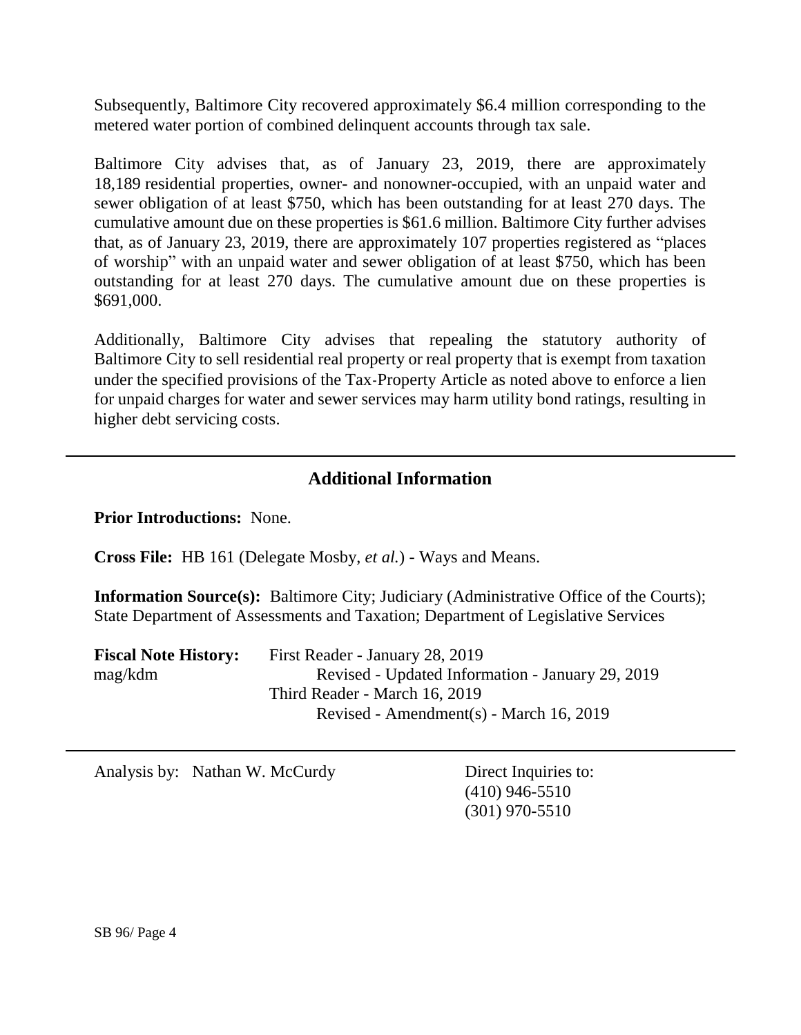Subsequently, Baltimore City recovered approximately $6.4 million corresponding to the metered water portion of combined delinquent accounts through tax sale.

Baltimore City advises that, as of January 23, 2019, there are approximately 18,189 residential properties, owner- and nonowner-occupied, with an unpaid water and sewer obligation of at least $750, which has been outstanding for at least 270 days. The cumulative amount due on these properties is $61.6 million. Baltimore City further advises that, as of January 23, 2019, there are approximately 107 properties registered as "places of worship" with an unpaid water and sewer obligation of at least $750, which has been outstanding for at least 270 days. The cumulative amount due on these properties is $691,000.

Additionally, Baltimore City advises that repealing the statutory authority of Baltimore City to sell residential real property or real property that is exempt from taxation under the specified provisions of the Tax-Property Article as noted above to enforce a lien for unpaid charges for water and sewer services may harm utility bond ratings, resulting in higher debt servicing costs.

## Additional Information

**Prior Introductions:** None.

**Cross File:** HB 161 (Delegate Mosby, *et al.*) - Ways and Means.

**Information Source(s):** Baltimore City; Judiciary (Administrative Office of the Courts); State Department of Assessments and Taxation; Department of Legislative Services

**Fiscal Note History:** First Reader - January 28, 2019
mag/kdm Revised - Updated Information - January 29, 2019
Third Reader - March 16, 2019
Revised - Amendment(s) - March 16, 2019

Analysis by: Nathan W. McCurdy

Direct Inquiries to:
(410) 946-5510
(301) 970-5510